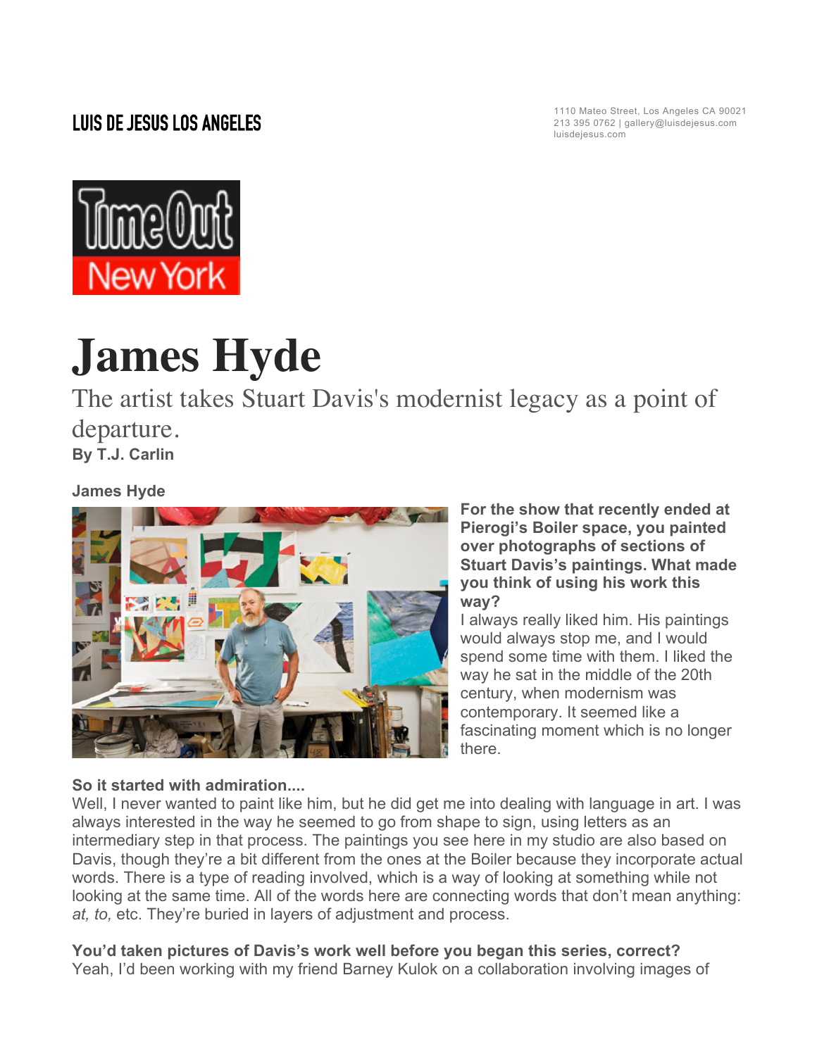LUIS DE JESUS LOS ANGELES

1110 Mateo Street, Los Angeles CA 90021
213 395 0762 | gallery@luisdejesus.com
luisdejesus.com

Time Out New York

# James Hyde

The artist takes Stuart Davis's modernist legacy as a point of departure.

**By T.J. Carlin**

**James Hyde**

**For the show that recently ended at Pierogi's Boiler space, you painted over photographs of sections of Stuart Davis's paintings. What made you think of using his work this way?**

I always really liked him. His paintings would always stop me, and I would spend some time with them. I liked the way he sat in the middle of the 20th century, when modernism was contemporary. It seemed like a fascinating moment which is no longer there.

**So it started with admiration....**

Well, I never wanted to paint like him, but he did get me into dealing with language in art. I was always interested in the way he seemed to go from shape to sign, using letters as an intermediary step in that process. The paintings you see here in my studio are also based on Davis, though they're a bit different from the ones at the Boiler because they incorporate actual words. There is a type of reading involved, which is a way of looking at something while not looking at the same time. All of the words here are connecting words that don't mean anything: *at, to,* etc. They're buried in layers of adjustment and process.

**You'd taken pictures of Davis's work well before you began this series, correct?**

Yeah, I'd been working with my friend Barney Kulok on a collaboration involving images of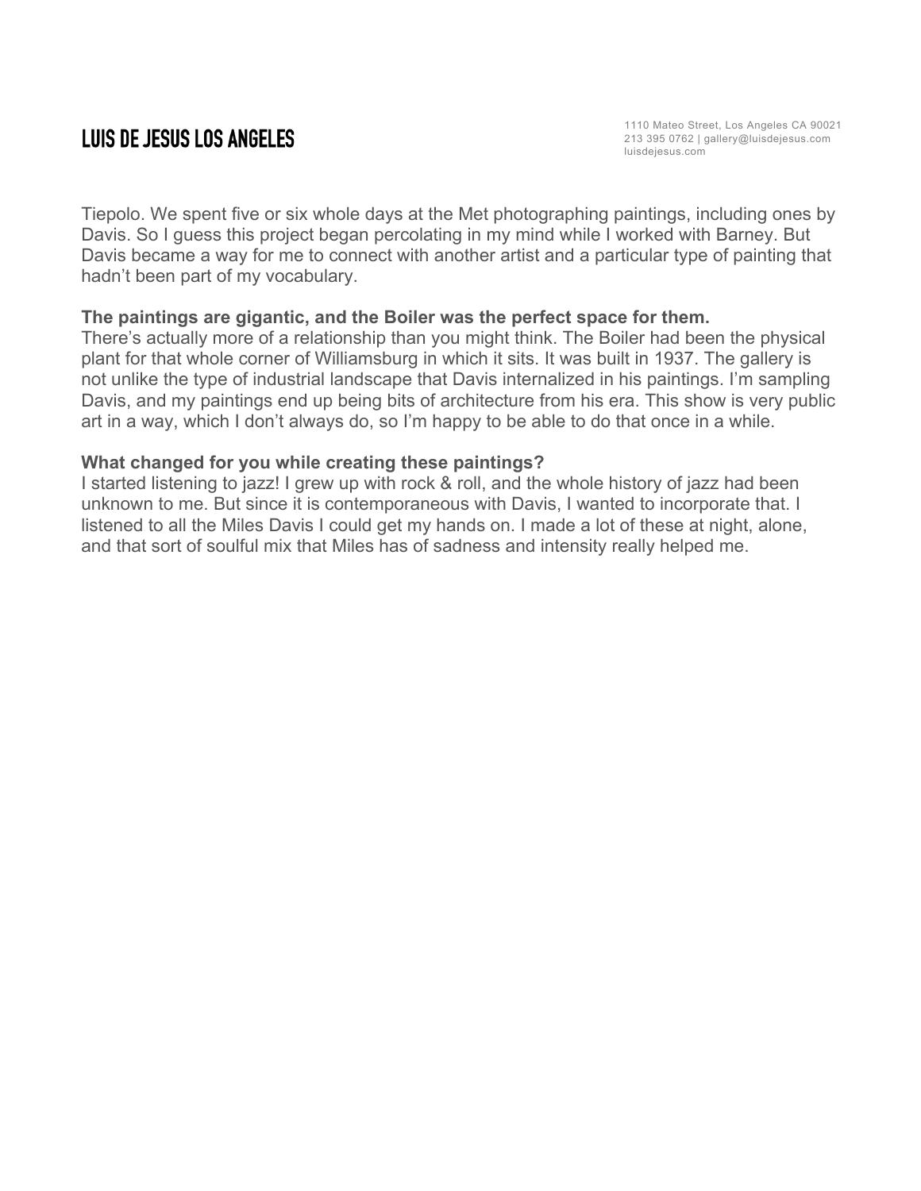Tiepolo. We spent five or six whole days at the Met photographing paintings, including ones by Davis. So I guess this project began percolating in my mind while I worked with Barney. But Davis became a way for me to connect with another artist and a particular type of painting that hadn't been part of my vocabulary.

**The paintings are gigantic, and the Boiler was the perfect space for them.**
There's actually more of a relationship than you might think. The Boiler had been the physical plant for that whole corner of Williamsburg in which it sits. It was built in 1937. The gallery is not unlike the type of industrial landscape that Davis internalized in his paintings. I'm sampling Davis, and my paintings end up being bits of architecture from his era. This show is very public art in a way, which I don't always do, so I'm happy to be able to do that once in a while.

**What changed for you while creating these paintings?**
I started listening to jazz! I grew up with rock & roll, and the whole history of jazz had been unknown to me. But since it is contemporaneous with Davis, I wanted to incorporate that. I listened to all the Miles Davis I could get my hands on. I made a lot of these at night, alone, and that sort of soulful mix that Miles has of sadness and intensity really helped me.